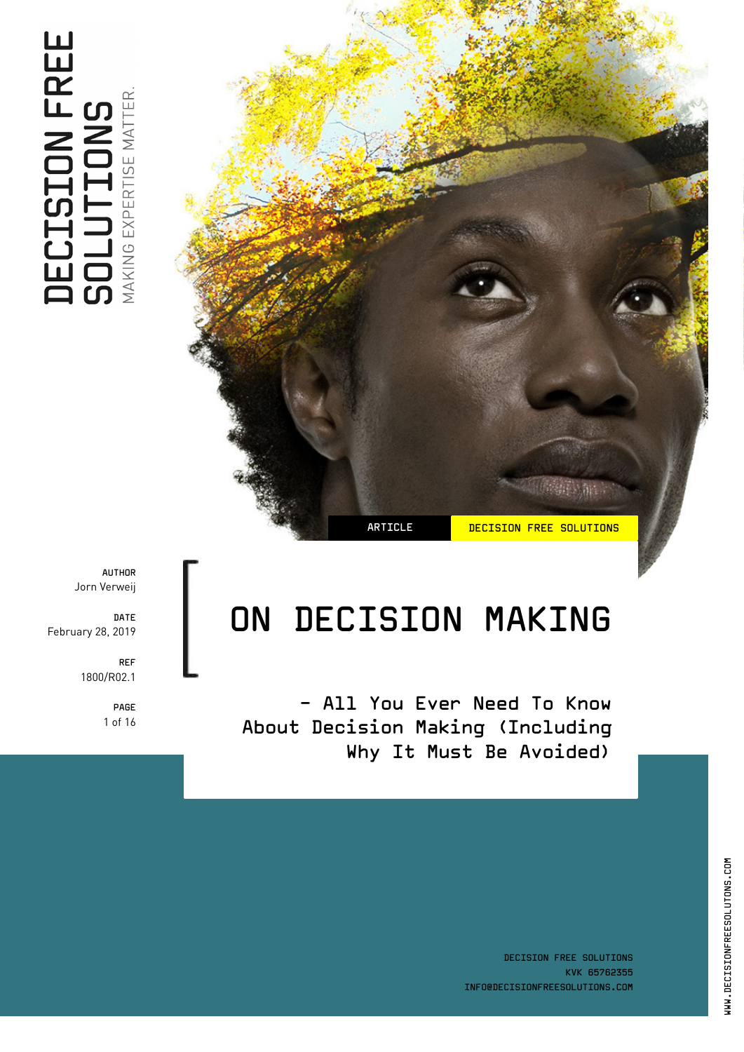DECISION FREE SOLUTIONS

MAKING EXPERTISE MATTER.

ARTICLE | DECISION FREE SOLUTIONS

**AUTHOR**
Jorn Verweij

**DATE**
February 28, 2019

**REF**
1800/R02.1

# ON DECISION MAKING

## - All You Ever Need To Know About Decision Making (Including Why It Must Be Avoided)

DECISION FREE SOLUTIONS
KVK 65762355
INFO@DECISIONFREESOLUTIONS.COM

WWW.DECISIONFREESOLUTONS.COM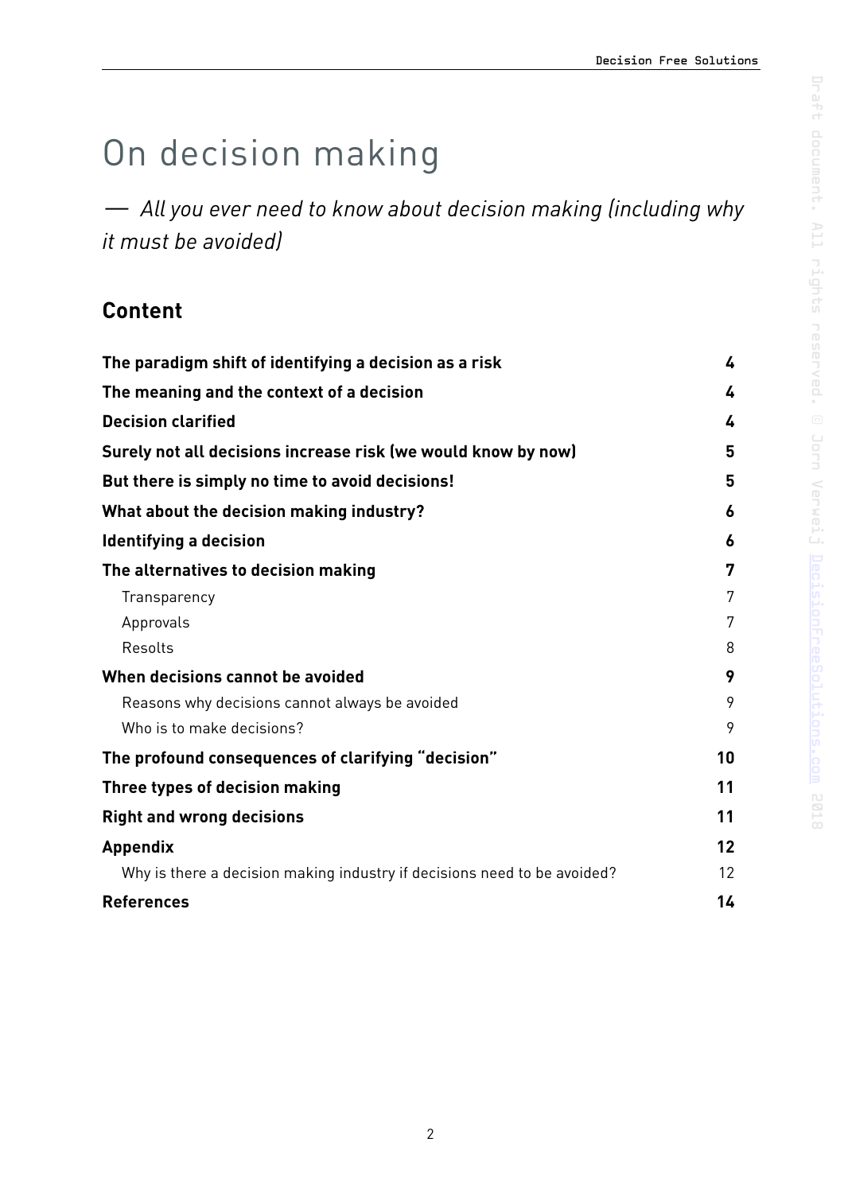# On decision making

*— All you ever need to know about decision making (including why it must be avoided)*

## Content

| | |
|---|---|
| **The paradigm shift of identifying a decision as a risk** | **4** |
| **The meaning and the context of a decision** | **4** |
| **Decision clarified** | **4** |
| **Surely not all decisions increase risk (we would know by now)** | **5** |
| **But there is simply no time to avoid decisions!** | **5** |
| **What about the decision making industry?** | **6** |
| **Identifying a decision** | **6** |
| **The alternatives to decision making** | **7** |
| Transparency | 7 |
| Approvals | 7 |
| Resolts | 8 |
| **When decisions cannot be avoided** | **9** |
| Reasons why decisions cannot always be avoided | 9 |
| Who is to make decisions? | 9 |
| **The profound consequences of clarifying "decision"** | **10** |
| **Three types of decision making** | **11** |
| **Right and wrong decisions** | **11** |
| **Appendix** | **12** |
| Why is there a decision making industry if decisions need to be avoided? | 12 |
| **References** | **14** |

Draft document. All rights reserved. © Jorn Verweij DecisionFreeSolutions.com 2018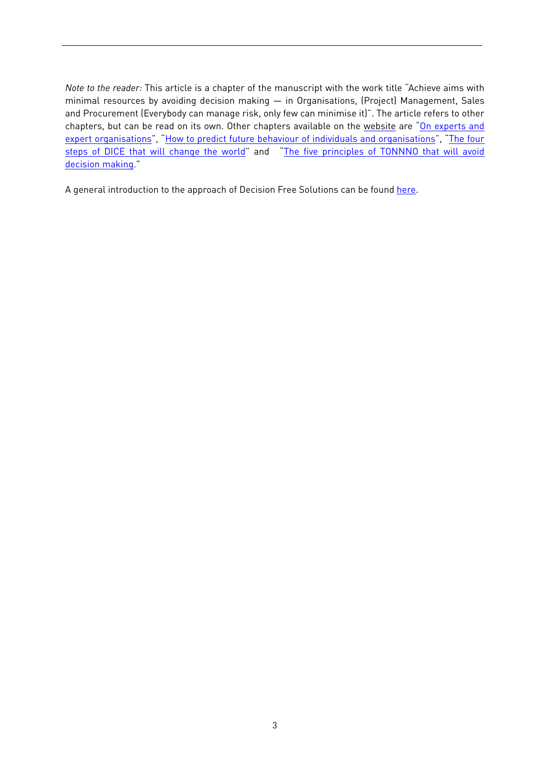*Note to the reader:* This article is a chapter of the manuscript with the work title "Achieve aims with minimal resources by avoiding decision making — in Organisations, (Project) Management, Sales and Procurement (Everybody can manage risk, only few can minimise it)". The article refers to other chapters, but can be read on its own. Other chapters available on the website are "On experts and expert organisations", "How to predict future behaviour of individuals and organisations", "The four steps of DICE that will change the world" and "The five principles of TONNNO that will avoid decision making."

A general introduction to the approach of Decision Free Solutions can be found here.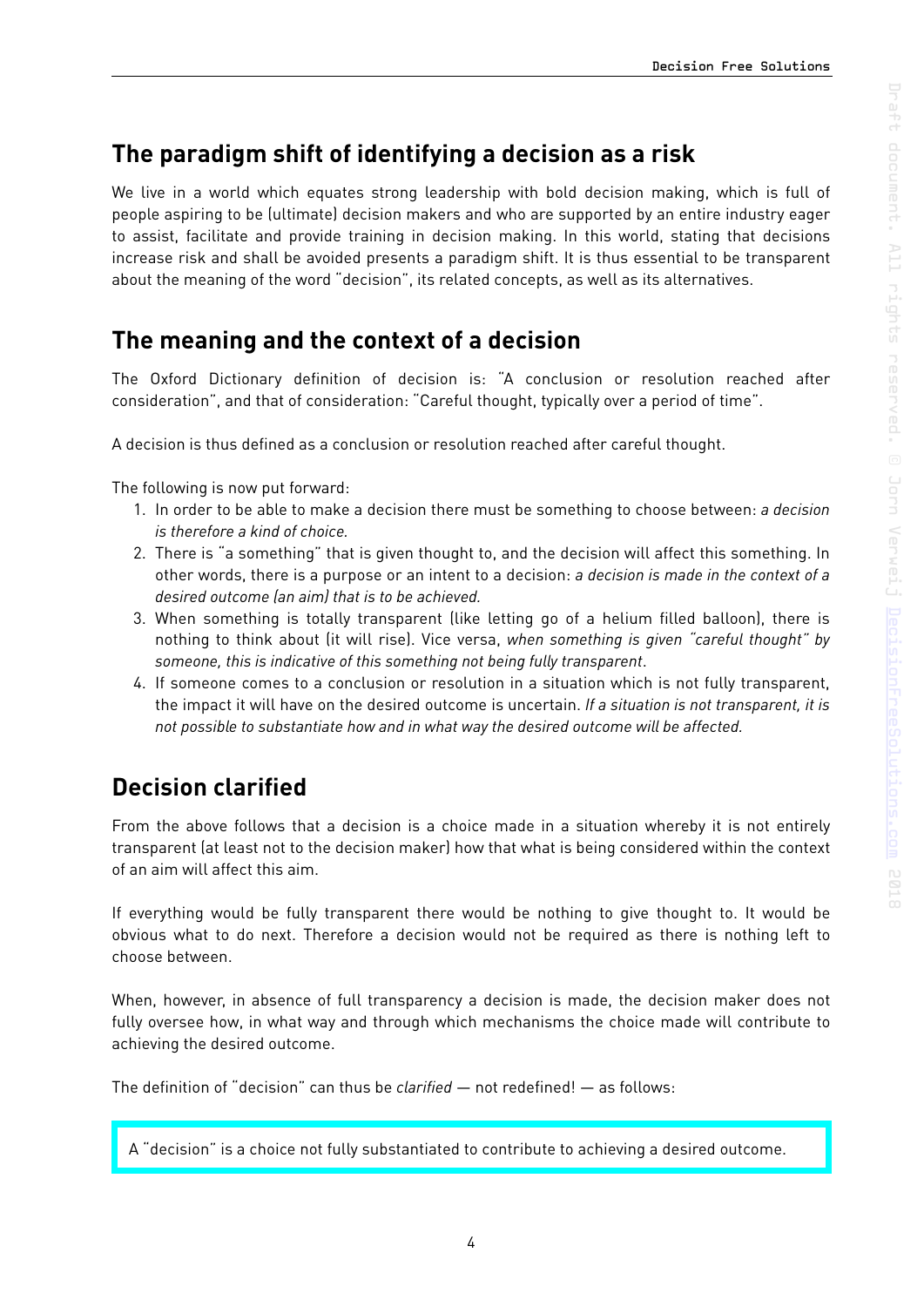## The paradigm shift of identifying a decision as a risk

We live in a world which equates strong leadership with bold decision making, which is full of people aspiring to be (ultimate) decision makers and who are supported by an entire industry eager to assist, facilitate and provide training in decision making. In this world, stating that decisions increase risk and shall be avoided presents a paradigm shift. It is thus essential to be transparent about the meaning of the word "decision", its related concepts, as well as its alternatives.

## The meaning and the context of a decision

The Oxford Dictionary definition of decision is: "A conclusion or resolution reached after consideration", and that of consideration: "Careful thought, typically over a period of time".

A decision is thus defined as a conclusion or resolution reached after careful thought.

The following is now put forward:

1. In order to be able to make a decision there must be something to choose between: *a decision is therefore a kind of choice.*
2. There is "a something" that is given thought to, and the decision will affect this something. In other words, there is a purpose or an intent to a decision: *a decision is made in the context of a desired outcome (an aim) that is to be achieved.*
3. When something is totally transparent (like letting go of a helium filled balloon), there is nothing to think about (it will rise). Vice versa, *when something is given "careful thought" by someone, this is indicative of this something not being fully transparent*.
4. If someone comes to a conclusion or resolution in a situation which is not fully transparent, the impact it will have on the desired outcome is uncertain. *If a situation is not transparent, it is not possible to substantiate how and in what way the desired outcome will be affected.*

## Decision clarified

From the above follows that a decision is a choice made in a situation whereby it is not entirely transparent (at least not to the decision maker) how that what is being considered within the context of an aim will affect this aim.

If everything would be fully transparent there would be nothing to give thought to. It would be obvious what to do next. Therefore a decision would not be required as there is nothing left to choose between.

When, however, in absence of full transparency a decision is made, the decision maker does not fully oversee how, in what way and through which mechanisms the choice made will contribute to achieving the desired outcome.

The definition of "decision" can thus be *clarified* — not redefined! — as follows:

> A "decision" is a choice not fully substantiated to contribute to achieving a desired outcome.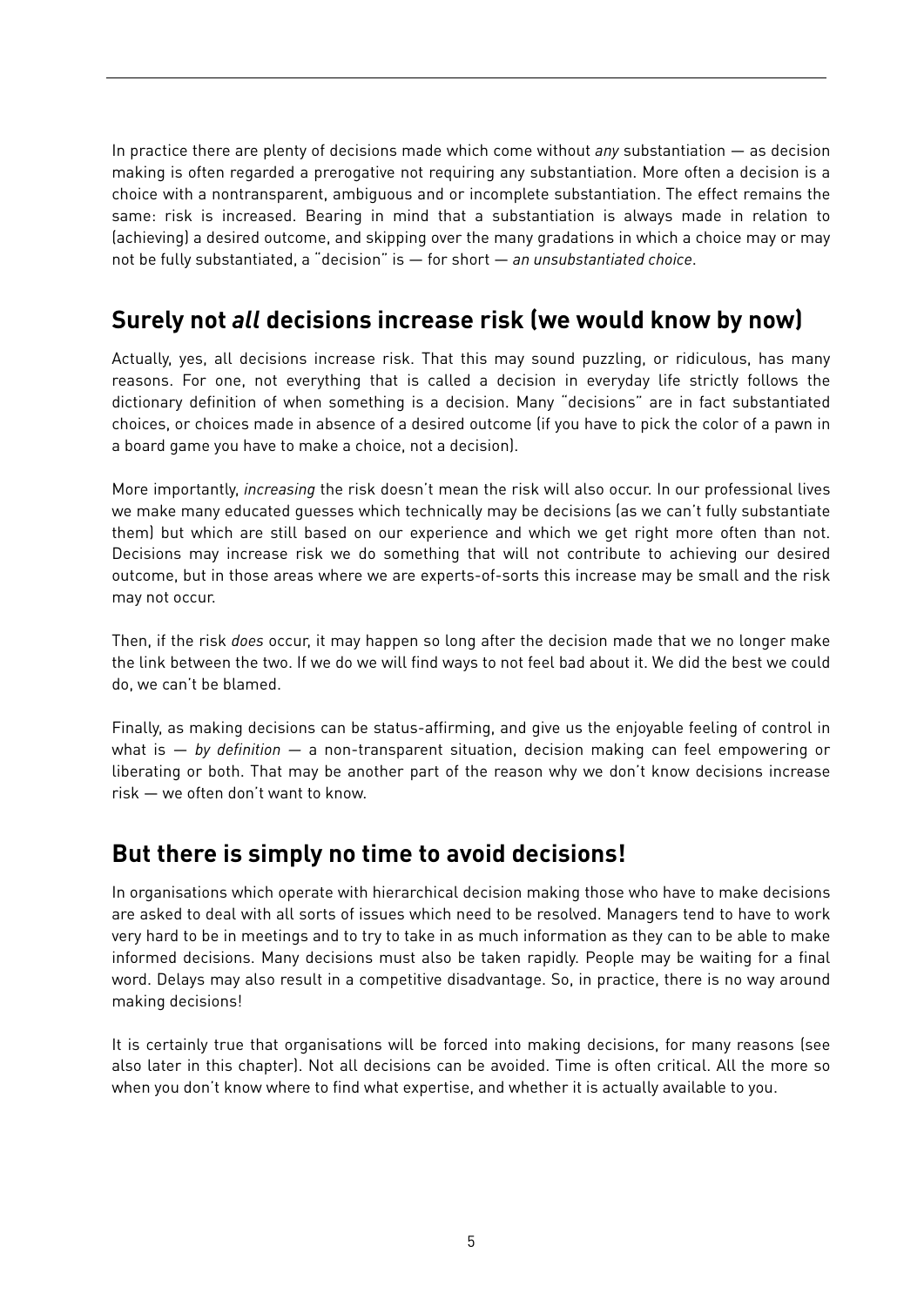In practice there are plenty of decisions made which come without *any* substantiation — as decision making is often regarded a prerogative not requiring any substantiation. More often a decision is a choice with a nontransparent, ambiguous and or incomplete substantiation. The effect remains the same: risk is increased. Bearing in mind that a substantiation is always made in relation to (achieving) a desired outcome, and skipping over the many gradations in which a choice may or may not be fully substantiated, a "decision" is — for short — *an unsubstantiated choice*.

## Surely not *all* decisions increase risk (we would know by now)

Actually, yes, all decisions increase risk. That this may sound puzzling, or ridiculous, has many reasons. For one, not everything that is called a decision in everyday life strictly follows the dictionary definition of when something is a decision. Many "decisions" are in fact substantiated choices, or choices made in absence of a desired outcome (if you have to pick the color of a pawn in a board game you have to make a choice, not a decision).

More importantly, *increasing* the risk doesn't mean the risk will also occur. In our professional lives we make many educated guesses which technically may be decisions (as we can't fully substantiate them) but which are still based on our experience and which we get right more often than not. Decisions may increase risk we do something that will not contribute to achieving our desired outcome, but in those areas where we are experts-of-sorts this increase may be small and the risk may not occur.

Then, if the risk *does* occur, it may happen so long after the decision made that we no longer make the link between the two. If we do we will find ways to not feel bad about it. We did the best we could do, we can't be blamed.

Finally, as making decisions can be status-affirming, and give us the enjoyable feeling of control in what is — *by definition* — a non-transparent situation, decision making can feel empowering or liberating or both. That may be another part of the reason why we don't know decisions increase risk — we often don't want to know.

## But there is simply no time to avoid decisions!

In organisations which operate with hierarchical decision making those who have to make decisions are asked to deal with all sorts of issues which need to be resolved. Managers tend to have to work very hard to be in meetings and to try to take in as much information as they can to be able to make informed decisions. Many decisions must also be taken rapidly. People may be waiting for a final word. Delays may also result in a competitive disadvantage. So, in practice, there is no way around making decisions!

It is certainly true that organisations will be forced into making decisions, for many reasons (see also later in this chapter). Not all decisions can be avoided. Time is often critical. All the more so when you don't know where to find what expertise, and whether it is actually available to you.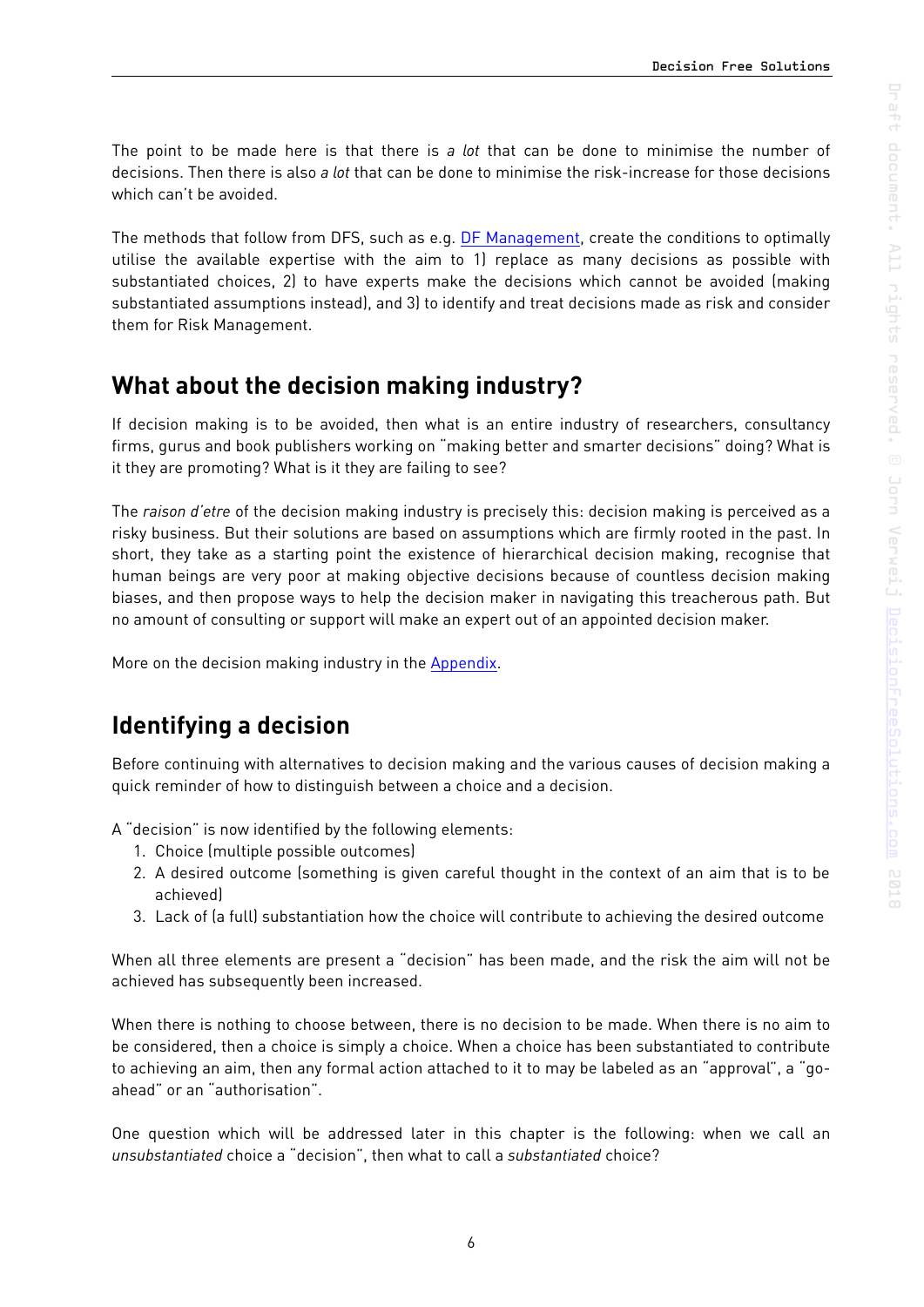The point to be made here is that there is *a lot* that can be done to minimise the number of decisions. Then there is also *a lot* that can be done to minimise the risk-increase for those decisions which can't be avoided.

The methods that follow from DFS, such as e.g. DF Management, create the conditions to optimally utilise the available expertise with the aim to 1) replace as many decisions as possible with substantiated choices, 2) to have experts make the decisions which cannot be avoided (making substantiated assumptions instead), and 3) to identify and treat decisions made as risk and consider them for Risk Management.

## What about the decision making industry?

If decision making is to be avoided, then what is an entire industry of researchers, consultancy firms, gurus and book publishers working on "making better and smarter decisions" doing? What is it they are promoting? What is it they are failing to see?

The *raison d'etre* of the decision making industry is precisely this: decision making is perceived as a risky business. But their solutions are based on assumptions which are firmly rooted in the past. In short, they take as a starting point the existence of hierarchical decision making, recognise that human beings are very poor at making objective decisions because of countless decision making biases, and then propose ways to help the decision maker in navigating this treacherous path. But no amount of consulting or support will make an expert out of an appointed decision maker.

More on the decision making industry in the Appendix.

## Identifying a decision

Before continuing with alternatives to decision making and the various causes of decision making a quick reminder of how to distinguish between a choice and a decision.

A "decision" is now identified by the following elements:

1. Choice (multiple possible outcomes)
2. A desired outcome (something is given careful thought in the context of an aim that is to be achieved)
3. Lack of (a full) substantiation how the choice will contribute to achieving the desired outcome

When all three elements are present a "decision" has been made, and the risk the aim will not be achieved has subsequently been increased.

When there is nothing to choose between, there is no decision to be made. When there is no aim to be considered, then a choice is simply a choice. When a choice has been substantiated to contribute to achieving an aim, then any formal action attached to it to may be labeled as an "approval", a "go-ahead" or an "authorisation".

One question which will be addressed later in this chapter is the following: when we call an *unsubstantiated* choice a "decision", then what to call a *substantiated* choice?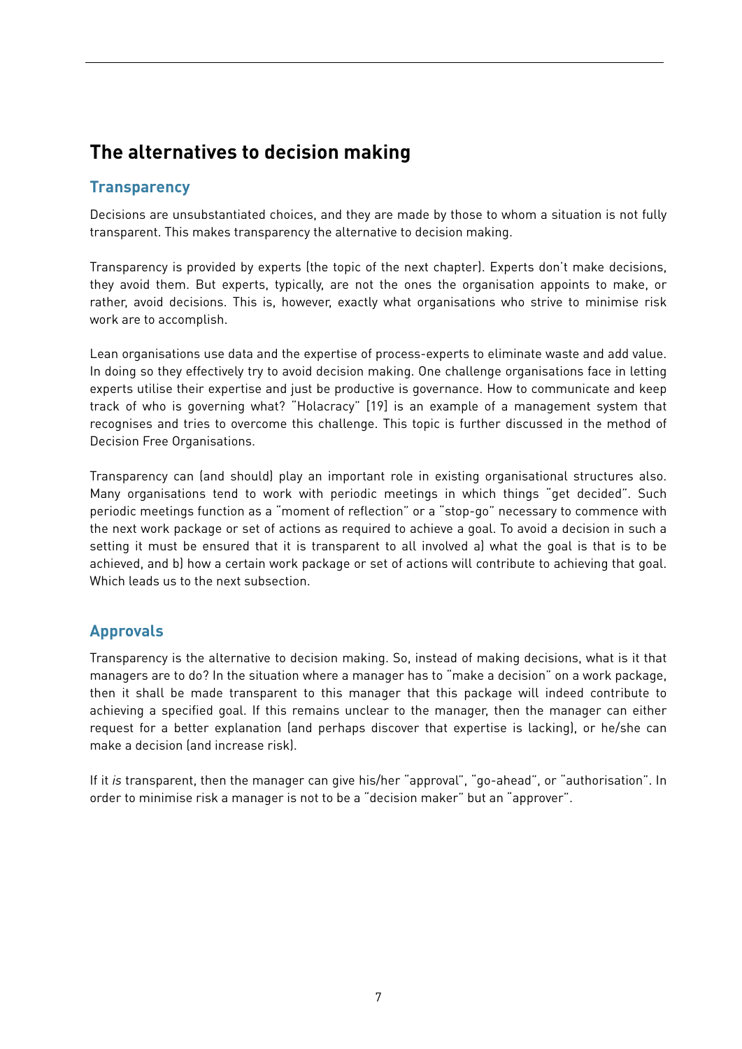## The alternatives to decision making

### Transparency

Decisions are unsubstantiated choices, and they are made by those to whom a situation is not fully transparent. This makes transparency the alternative to decision making.

Transparency is provided by experts (the topic of the next chapter). Experts don't make decisions, they avoid them. But experts, typically, are not the ones the organisation appoints to make, or rather, avoid decisions. This is, however, exactly what organisations who strive to minimise risk work are to accomplish.

Lean organisations use data and the expertise of process-experts to eliminate waste and add value. In doing so they effectively try to avoid decision making. One challenge organisations face in letting experts utilise their expertise and just be productive is governance. How to communicate and keep track of who is governing what? "Holacracy" [19] is an example of a management system that recognises and tries to overcome this challenge. This topic is further discussed in the method of Decision Free Organisations.

Transparency can (and should) play an important role in existing organisational structures also. Many organisations tend to work with periodic meetings in which things "get decided". Such periodic meetings function as a "moment of reflection" or a "stop-go" necessary to commence with the next work package or set of actions as required to achieve a goal. To avoid a decision in such a setting it must be ensured that it is transparent to all involved a) what the goal is that is to be achieved, and b) how a certain work package or set of actions will contribute to achieving that goal. Which leads us to the next subsection.

### Approvals

Transparency is the alternative to decision making. So, instead of making decisions, what is it that managers are to do? In the situation where a manager has to "make a decision" on a work package, then it shall be made transparent to this manager that this package will indeed contribute to achieving a specified goal. If this remains unclear to the manager, then the manager can either request for a better explanation (and perhaps discover that expertise is lacking), or he/she can make a decision (and increase risk).

If it *is* transparent, then the manager can give his/her "approval", "go-ahead", or "authorisation". In order to minimise risk a manager is not to be a "decision maker" but an "approver".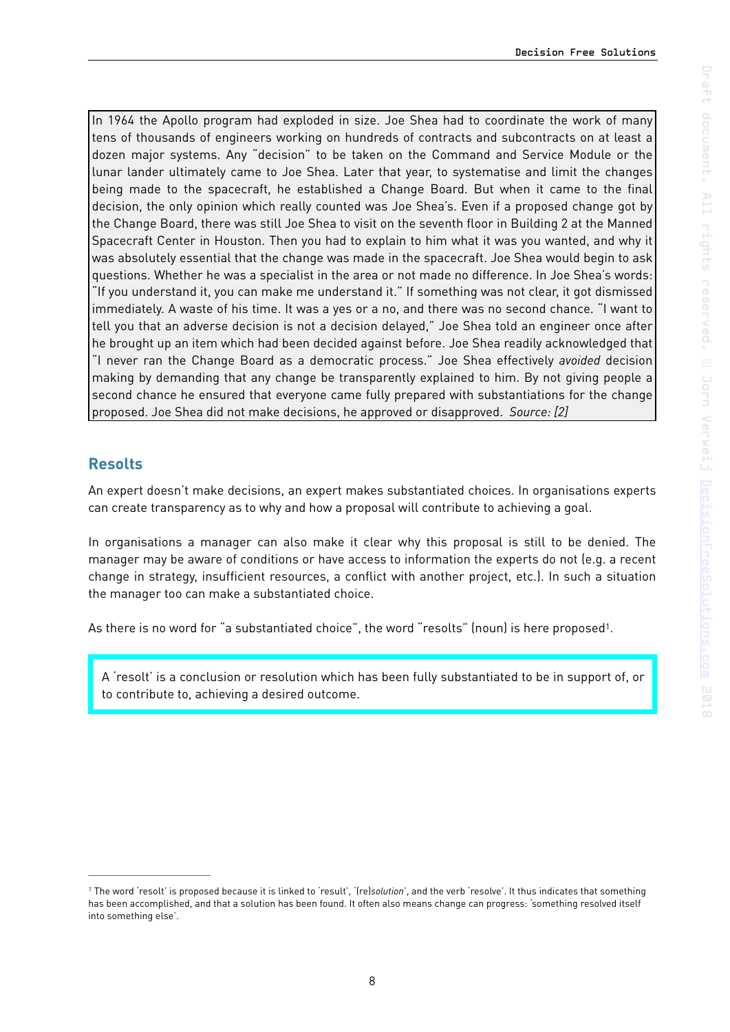In 1964 the Apollo program had exploded in size. Joe Shea had to coordinate the work of many tens of thousands of engineers working on hundreds of contracts and subcontracts on at least a dozen major systems. Any "decision" to be taken on the Command and Service Module or the lunar lander ultimately came to Joe Shea. Later that year, to systematise and limit the changes being made to the spacecraft, he established a Change Board. But when it came to the final decision, the only opinion which really counted was Joe Shea's. Even if a proposed change got by the Change Board, there was still Joe Shea to visit on the seventh floor in Building 2 at the Manned Spacecraft Center in Houston. Then you had to explain to him what it was you wanted, and why it was absolutely essential that the change was made in the spacecraft. Joe Shea would begin to ask questions. Whether he was a specialist in the area or not made no difference. In Joe Shea's words: "If you understand it, you can make me understand it." If something was not clear, it got dismissed immediately. A waste of his time. It was a yes or a no, and there was no second chance. "I want to tell you that an adverse decision is not a decision delayed," Joe Shea told an engineer once after he brought up an item which had been decided against before. Joe Shea readily acknowledged that "I never ran the Change Board as a democratic process." Joe Shea effectively *avoided* decision making by demanding that any change be transparently explained to him. By not giving people a second chance he ensured that everyone came fully prepared with substantiations for the change proposed. Joe Shea did not make decisions, he approved or disapproved. *Source: [2]*

## Resolts

An expert doesn't make decisions, an expert makes substantiated choices. In organisations experts can create transparency as to why and how a proposal will contribute to achieving a goal.

In organisations a manager can also make it clear why this proposal is still to be denied. The manager may be aware of conditions or have access to information the experts do not (e.g. a recent change in strategy, insufficient resources, a conflict with another project, etc.). In such a situation the manager too can make a substantiated choice.

As there is no word for "a substantiated choice", the word "resolts" (noun) is here proposed[1].

> A 'resolt' is a conclusion or resolution which has been fully substantiated to be in support of, or to contribute to, achieving a desired outcome.

[1] The word 'resolt' is proposed because it is linked to 'result', '(re)*solution*', and the verb 'resolve'. It thus indicates that something has been accomplished, and that a solution has been found. It often also means change can progress: 'something resolved itself into something else'.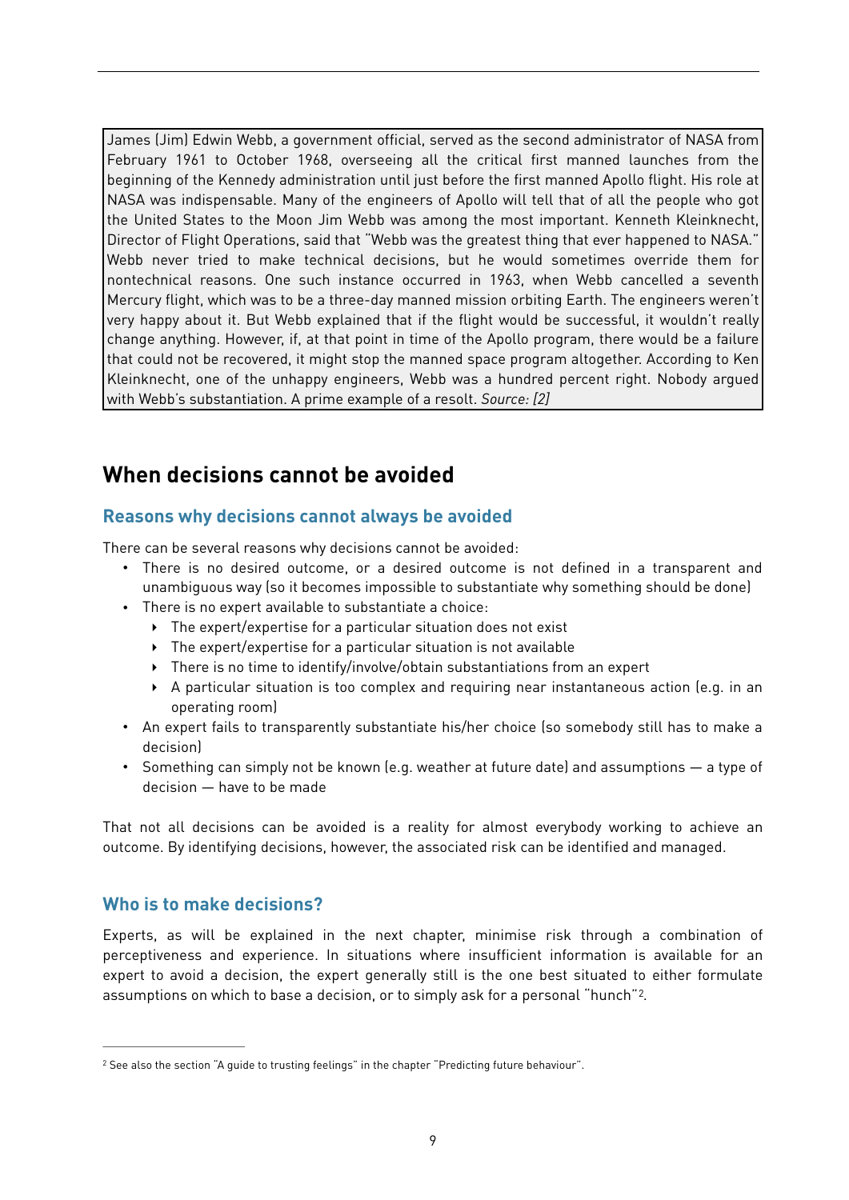> James (Jim) Edwin Webb, a government official, served as the second administrator of NASA from February 1961 to October 1968, overseeing all the critical first manned launches from the beginning of the Kennedy administration until just before the first manned Apollo flight. His role at NASA was indispensable. Many of the engineers of Apollo will tell that of all the people who got the United States to the Moon Jim Webb was among the most important. Kenneth Kleinknecht, Director of Flight Operations, said that "Webb was the greatest thing that ever happened to NASA." Webb never tried to make technical decisions, but he would sometimes override them for nontechnical reasons. One such instance occurred in 1963, when Webb cancelled a seventh Mercury flight, which was to be a three-day manned mission orbiting Earth. The engineers weren't very happy about it. But Webb explained that if the flight would be successful, it wouldn't really change anything. However, if, at that point in time of the Apollo program, there would be a failure that could not be recovered, it might stop the manned space program altogether. According to Ken Kleinknecht, one of the unhappy engineers, Webb was a hundred percent right. Nobody argued with Webb's substantiation. A prime example of a resolt. *Source: [2]*

## When decisions cannot be avoided

### Reasons why decisions cannot always be avoided

There can be several reasons why decisions cannot be avoided:

- There is no desired outcome, or a desired outcome is not defined in a transparent and unambiguous way (so it becomes impossible to substantiate why something should be done)
- There is no expert available to substantiate a choice:
  - The expert/expertise for a particular situation does not exist
  - The expert/expertise for a particular situation is not available
  - There is no time to identify/involve/obtain substantiations from an expert
  - A particular situation is too complex and requiring near instantaneous action (e.g. in an operating room)
- An expert fails to transparently substantiate his/her choice (so somebody still has to make a decision)
- Something can simply not be known (e.g. weather at future date) and assumptions — a type of decision — have to be made

That not all decisions can be avoided is a reality for almost everybody working to achieve an outcome. By identifying decisions, however, the associated risk can be identified and managed.

### Who is to make decisions?

Experts, as will be explained in the next chapter, minimise risk through a combination of perceptiveness and experience. In situations where insufficient information is available for an expert to avoid a decision, the expert generally still is the one best situated to either formulate assumptions on which to base a decision, or to simply ask for a personal "hunch"[2].

---

[2] See also the section "A guide to trusting feelings" in the chapter "Predicting future behaviour".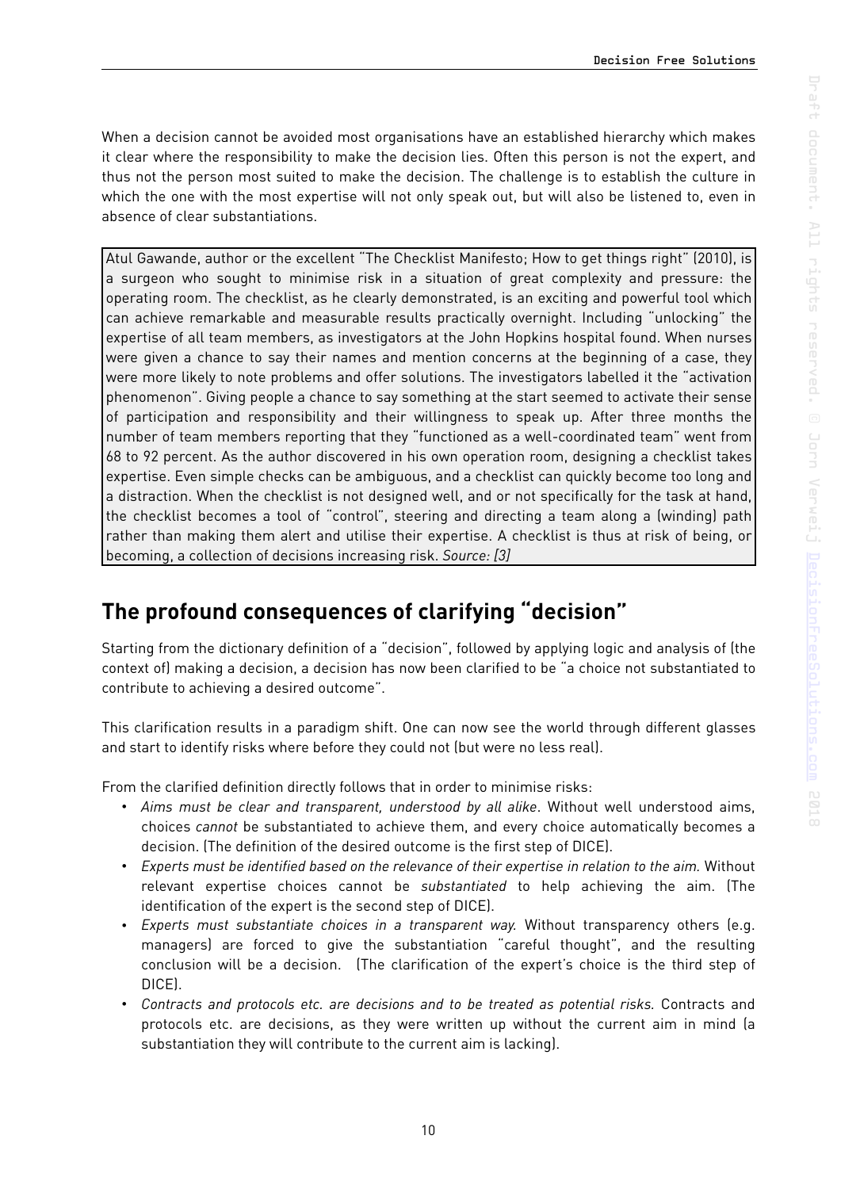When a decision cannot be avoided most organisations have an established hierarchy which makes it clear where the responsibility to make the decision lies. Often this person is not the expert, and thus not the person most suited to make the decision. The challenge is to establish the culture in which the one with the most expertise will not only speak out, but will also be listened to, even in absence of clear substantiations.

> Atul Gawande, author or the excellent "The Checklist Manifesto; How to get things right" (2010), is a surgeon who sought to minimise risk in a situation of great complexity and pressure: the operating room. The checklist, as he clearly demonstrated, is an exciting and powerful tool which can achieve remarkable and measurable results practically overnight. Including "unlocking" the expertise of all team members, as investigators at the John Hopkins hospital found. When nurses were given a chance to say their names and mention concerns at the beginning of a case, they were more likely to note problems and offer solutions. The investigators labelled it the "activation phenomenon". Giving people a chance to say something at the start seemed to activate their sense of participation and responsibility and their willingness to speak up. After three months the number of team members reporting that they "functioned as a well-coordinated team" went from 68 to 92 percent. As the author discovered in his own operation room, designing a checklist takes expertise. Even simple checks can be ambiguous, and a checklist can quickly become too long and a distraction. When the checklist is not designed well, and or not specifically for the task at hand, the checklist becomes a tool of "control", steering and directing a team along a (winding) path rather than making them alert and utilise their expertise. A checklist is thus at risk of being, or becoming, a collection of decisions increasing risk. *Source: [3]*

## The profound consequences of clarifying "decision"

Starting from the dictionary definition of a "decision", followed by applying logic and analysis of (the context of) making a decision, a decision has now been clarified to be "a choice not substantiated to contribute to achieving a desired outcome".

This clarification results in a paradigm shift. One can now see the world through different glasses and start to identify risks where before they could not (but were no less real).

From the clarified definition directly follows that in order to minimise risks:

- *Aims must be clear and transparent, understood by all alike*. Without well understood aims, choices *cannot* be substantiated to achieve them, and every choice automatically becomes a decision. (The definition of the desired outcome is the first step of DICE).
- *Experts must be identified based on the relevance of their expertise in relation to the aim.* Without relevant expertise choices cannot be *substantiated* to help achieving the aim. (The identification of the expert is the second step of DICE).
- *Experts must substantiate choices in a transparent way.* Without transparency others (e.g. managers) are forced to give the substantiation "careful thought", and the resulting conclusion will be a decision. (The clarification of the expert's choice is the third step of DICE).
- *Contracts and protocols etc. are decisions and to be treated as potential risks.* Contracts and protocols etc. are decisions, as they were written up without the current aim in mind (a substantiation they will contribute to the current aim is lacking).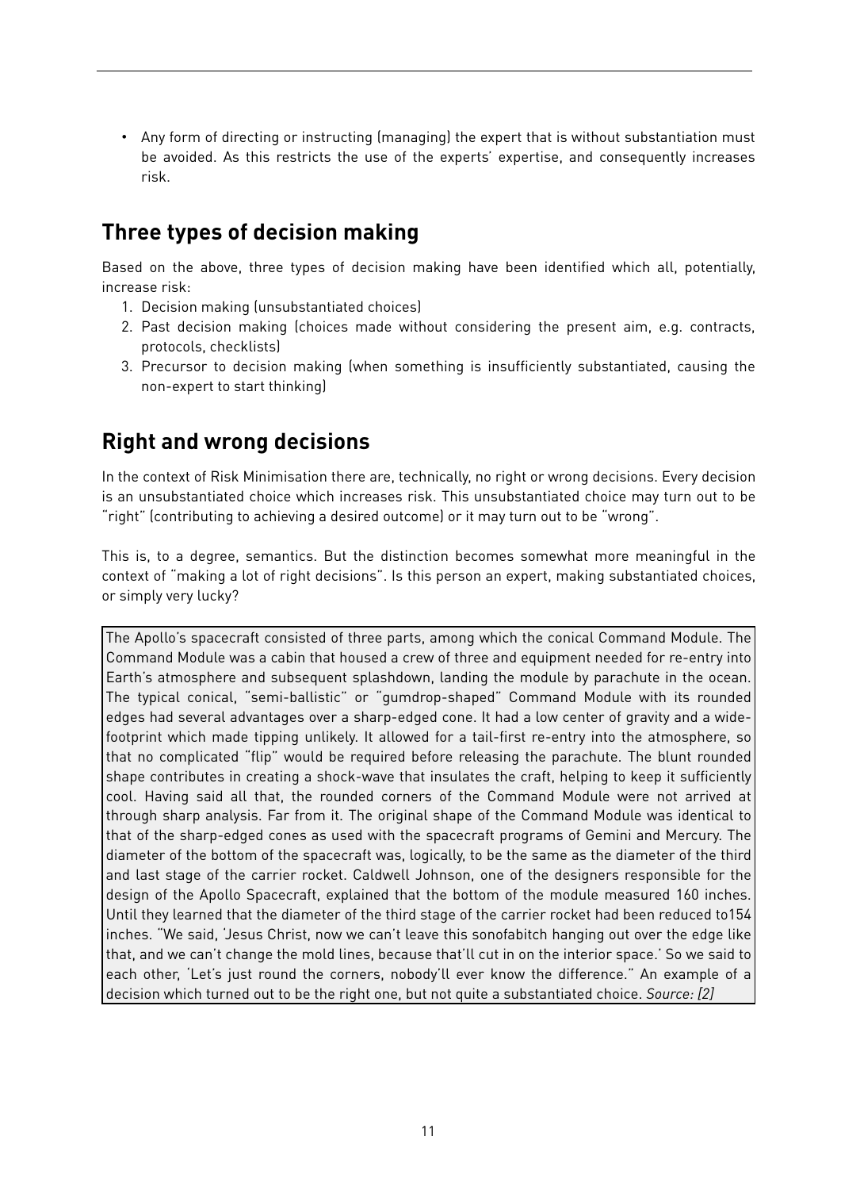- Any form of directing or instructing (managing) the expert that is without substantiation must be avoided. As this restricts the use of the experts' expertise, and consequently increases risk.

## Three types of decision making

Based on the above, three types of decision making have been identified which all, potentially, increase risk:

1. Decision making (unsubstantiated choices)
2. Past decision making (choices made without considering the present aim, e.g. contracts, protocols, checklists)
3. Precursor to decision making (when something is insufficiently substantiated, causing the non-expert to start thinking)

## Right and wrong decisions

In the context of Risk Minimisation there are, technically, no right or wrong decisions. Every decision is an unsubstantiated choice which increases risk. This unsubstantiated choice may turn out to be "right" (contributing to achieving a desired outcome) or it may turn out to be "wrong".

This is, to a degree, semantics. But the distinction becomes somewhat more meaningful in the context of "making a lot of right decisions". Is this person an expert, making substantiated choices, or simply very lucky?

> The Apollo's spacecraft consisted of three parts, among which the conical Command Module. The Command Module was a cabin that housed a crew of three and equipment needed for re-entry into Earth's atmosphere and subsequent splashdown, landing the module by parachute in the ocean. The typical conical, "semi-ballistic" or "gumdrop-shaped" Command Module with its rounded edges had several advantages over a sharp-edged cone. It had a low center of gravity and a wide-footprint which made tipping unlikely. It allowed for a tail-first re-entry into the atmosphere, so that no complicated "flip" would be required before releasing the parachute. The blunt rounded shape contributes in creating a shock-wave that insulates the craft, helping to keep it sufficiently cool. Having said all that, the rounded corners of the Command Module were not arrived at through sharp analysis. Far from it. The original shape of the Command Module was identical to that of the sharp-edged cones as used with the spacecraft programs of Gemini and Mercury. The diameter of the bottom of the spacecraft was, logically, to be the same as the diameter of the third and last stage of the carrier rocket. Caldwell Johnson, one of the designers responsible for the design of the Apollo Spacecraft, explained that the bottom of the module measured 160 inches. Until they learned that the diameter of the third stage of the carrier rocket had been reduced to154 inches. "We said, 'Jesus Christ, now we can't leave this sonofabitch hanging out over the edge like that, and we can't change the mold lines, because that'll cut in on the interior space.' So we said to each other, 'Let's just round the corners, nobody'll ever know the difference." An example of a decision which turned out to be the right one, but not quite a substantiated choice. *Source: [2]*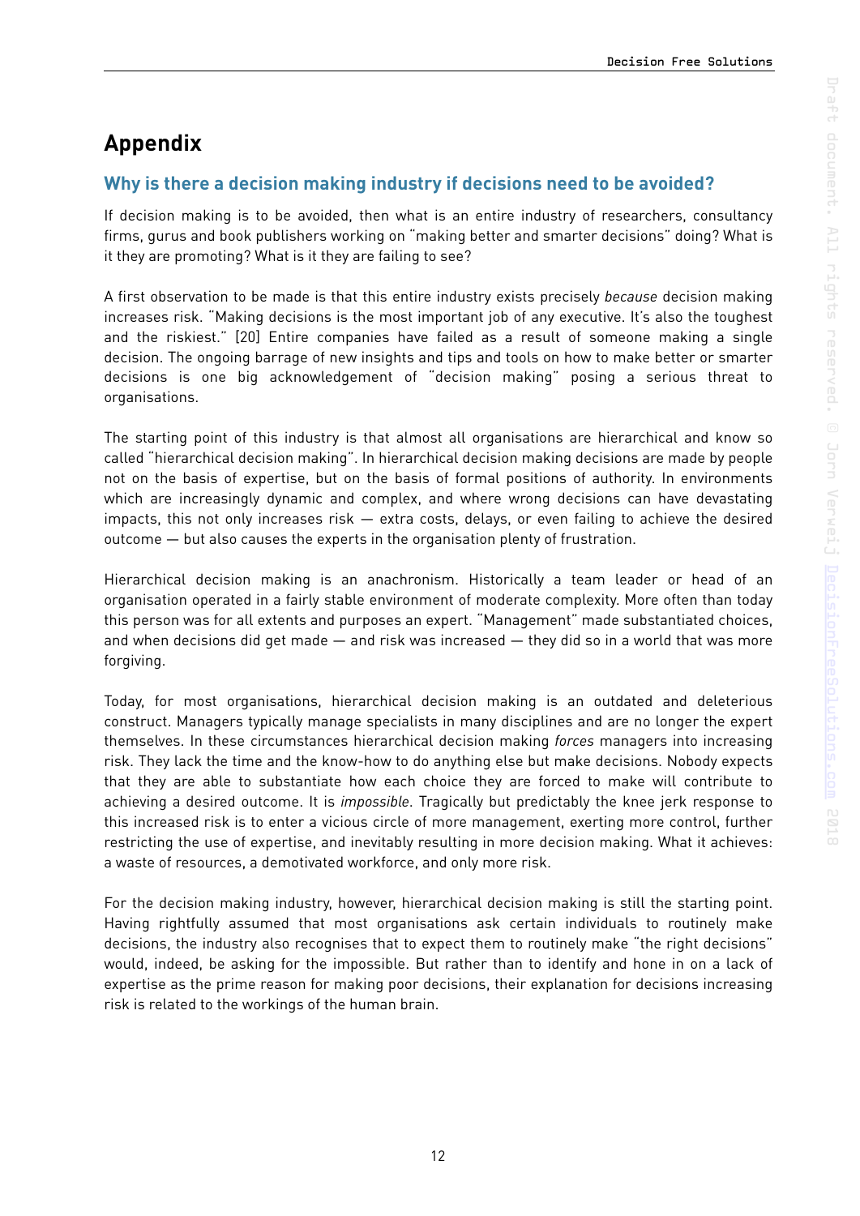# Appendix

## Why is there a decision making industry if decisions need to be avoided?

If decision making is to be avoided, then what is an entire industry of researchers, consultancy firms, gurus and book publishers working on "making better and smarter decisions" doing? What is it they are promoting? What is it they are failing to see?

A first observation to be made is that this entire industry exists precisely *because* decision making increases risk. "Making decisions is the most important job of any executive. It's also the toughest and the riskiest." [20] Entire companies have failed as a result of someone making a single decision. The ongoing barrage of new insights and tips and tools on how to make better or smarter decisions is one big acknowledgement of "decision making" posing a serious threat to organisations.

The starting point of this industry is that almost all organisations are hierarchical and know so called "hierarchical decision making". In hierarchical decision making decisions are made by people not on the basis of expertise, but on the basis of formal positions of authority. In environments which are increasingly dynamic and complex, and where wrong decisions can have devastating impacts, this not only increases risk — extra costs, delays, or even failing to achieve the desired outcome — but also causes the experts in the organisation plenty of frustration.

Hierarchical decision making is an anachronism. Historically a team leader or head of an organisation operated in a fairly stable environment of moderate complexity. More often than today this person was for all extents and purposes an expert. "Management" made substantiated choices, and when decisions did get made — and risk was increased — they did so in a world that was more forgiving.

Today, for most organisations, hierarchical decision making is an outdated and deleterious construct. Managers typically manage specialists in many disciplines and are no longer the expert themselves. In these circumstances hierarchical decision making *forces* managers into increasing risk. They lack the time and the know-how to do anything else but make decisions. Nobody expects that they are able to substantiate how each choice they are forced to make will contribute to achieving a desired outcome. It is *impossible*. Tragically but predictably the knee jerk response to this increased risk is to enter a vicious circle of more management, exerting more control, further restricting the use of expertise, and inevitably resulting in more decision making. What it achieves: a waste of resources, a demotivated workforce, and only more risk.

For the decision making industry, however, hierarchical decision making is still the starting point. Having rightfully assumed that most organisations ask certain individuals to routinely make decisions, the industry also recognises that to expect them to routinely make "the right decisions" would, indeed, be asking for the impossible. But rather than to identify and hone in on a lack of expertise as the prime reason for making poor decisions, their explanation for decisions increasing risk is related to the workings of the human brain.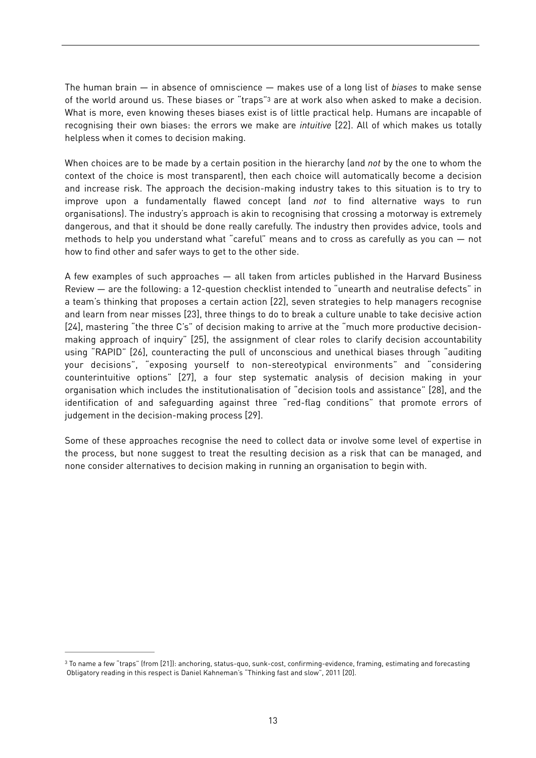The human brain — in absence of omniscience — makes use of a long list of *biases* to make sense of the world around us. These biases or "traps"[3] are at work also when asked to make a decision. What is more, even knowing theses biases exist is of little practical help. Humans are incapable of recognising their own biases: the errors we make are *intuitive* [22]. All of which makes us totally helpless when it comes to decision making.

When choices are to be made by a certain position in the hierarchy (and *not* by the one to whom the context of the choice is most transparent), then each choice will automatically become a decision and increase risk. The approach the decision-making industry takes to this situation is to try to improve upon a fundamentally flawed concept (and *not* to find alternative ways to run organisations). The industry's approach is akin to recognising that crossing a motorway is extremely dangerous, and that it should be done really carefully. The industry then provides advice, tools and methods to help you understand what "careful" means and to cross as carefully as you can — not how to find other and safer ways to get to the other side.

A few examples of such approaches — all taken from articles published in the Harvard Business Review — are the following: a 12-question checklist intended to "unearth and neutralise defects" in a team's thinking that proposes a certain action [22], seven strategies to help managers recognise and learn from near misses [23], three things to do to break a culture unable to take decisive action [24], mastering "the three C's" of decision making to arrive at the "much more productive decision-making approach of inquiry" [25], the assignment of clear roles to clarify decision accountability using "RAPID" [26], counteracting the pull of unconscious and unethical biases through "auditing your decisions", "exposing yourself to non-stereotypical environments" and "considering counterintuitive options" [27], a four step systematic analysis of decision making in your organisation which includes the institutionalisation of "decision tools and assistance" [28], and the identification of and safeguarding against three "red-flag conditions" that promote errors of judgement in the decision-making process [29].

Some of these approaches recognise the need to collect data or involve some level of expertise in the process, but none suggest to treat the resulting decision as a risk that can be managed, and none consider alternatives to decision making in running an organisation to begin with.

---

[3] To name a few "traps" (from [21]): anchoring, status-quo, sunk-cost, confirming-evidence, framing, estimating and forecasting Obligatory reading in this respect is Daniel Kahneman's "Thinking fast and slow", 2011 [20].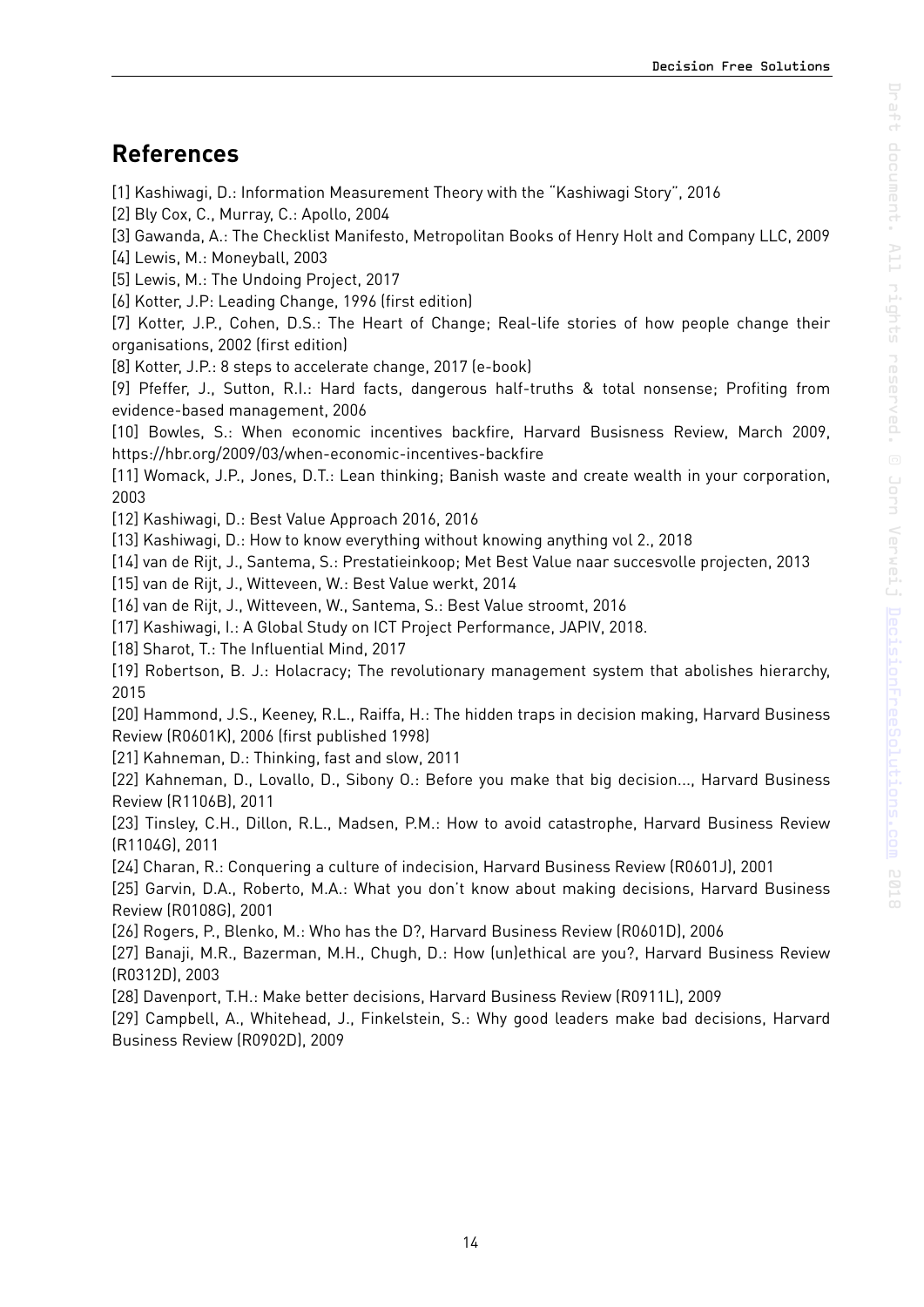## References

[1] Kashiwagi, D.: Information Measurement Theory with the "Kashiwagi Story", 2016

[2] Bly Cox, C., Murray, C.: Apollo, 2004

[3] Gawanda, A.: The Checklist Manifesto, Metropolitan Books of Henry Holt and Company LLC, 2009

[4] Lewis, M.: Moneyball, 2003

[5] Lewis, M.: The Undoing Project, 2017

[6] Kotter, J.P: Leading Change, 1996 (first edition)

[7] Kotter, J.P., Cohen, D.S.: The Heart of Change; Real-life stories of how people change their organisations, 2002 (first edition)

[8] Kotter, J.P.: 8 steps to accelerate change, 2017 (e-book)

[9] Pfeffer, J., Sutton, R.I.: Hard facts, dangerous half-truths & total nonsense; Profiting from evidence-based management, 2006

[10] Bowles, S.: When economic incentives backfire, Harvard Busisness Review, March 2009, https://hbr.org/2009/03/when-economic-incentives-backfire

[11] Womack, J.P., Jones, D.T.: Lean thinking; Banish waste and create wealth in your corporation, 2003

[12] Kashiwagi, D.: Best Value Approach 2016, 2016

[13] Kashiwagi, D.: How to know everything without knowing anything vol 2., 2018

[14] van de Rijt, J., Santema, S.: Prestatieinkoop; Met Best Value naar succesvolle projecten, 2013

[15] van de Rijt, J., Witteveen, W.: Best Value werkt, 2014

[16] van de Rijt, J., Witteveen, W., Santema, S.: Best Value stroomt, 2016

[17] Kashiwagi, I.: A Global Study on ICT Project Performance, JAPIV, 2018.

[18] Sharot, T.: The Influential Mind, 2017

[19] Robertson, B. J.: Holacracy; The revolutionary management system that abolishes hierarchy, 2015

[20] Hammond, J.S., Keeney, R.L., Raiffa, H.: The hidden traps in decision making, Harvard Business Review (R0601K), 2006 (first published 1998)

[21] Kahneman, D.: Thinking, fast and slow, 2011

[22] Kahneman, D., Lovallo, D., Sibony O.: Before you make that big decision…, Harvard Business Review (R1106B), 2011

[23] Tinsley, C.H., Dillon, R.L., Madsen, P.M.: How to avoid catastrophe, Harvard Business Review (R1104G), 2011

[24] Charan, R.: Conquering a culture of indecision, Harvard Business Review (R0601J), 2001

[25] Garvin, D.A., Roberto, M.A.: What you don't know about making decisions, Harvard Business Review (R0108G), 2001

[26] Rogers, P., Blenko, M.: Who has the D?, Harvard Business Review (R0601D), 2006

[27] Banaji, M.R., Bazerman, M.H., Chugh, D.: How (un)ethical are you?, Harvard Business Review (R0312D), 2003

[28] Davenport, T.H.: Make better decisions, Harvard Business Review (R0911L), 2009

[29] Campbell, A., Whitehead, J., Finkelstein, S.: Why good leaders make bad decisions, Harvard Business Review (R0902D), 2009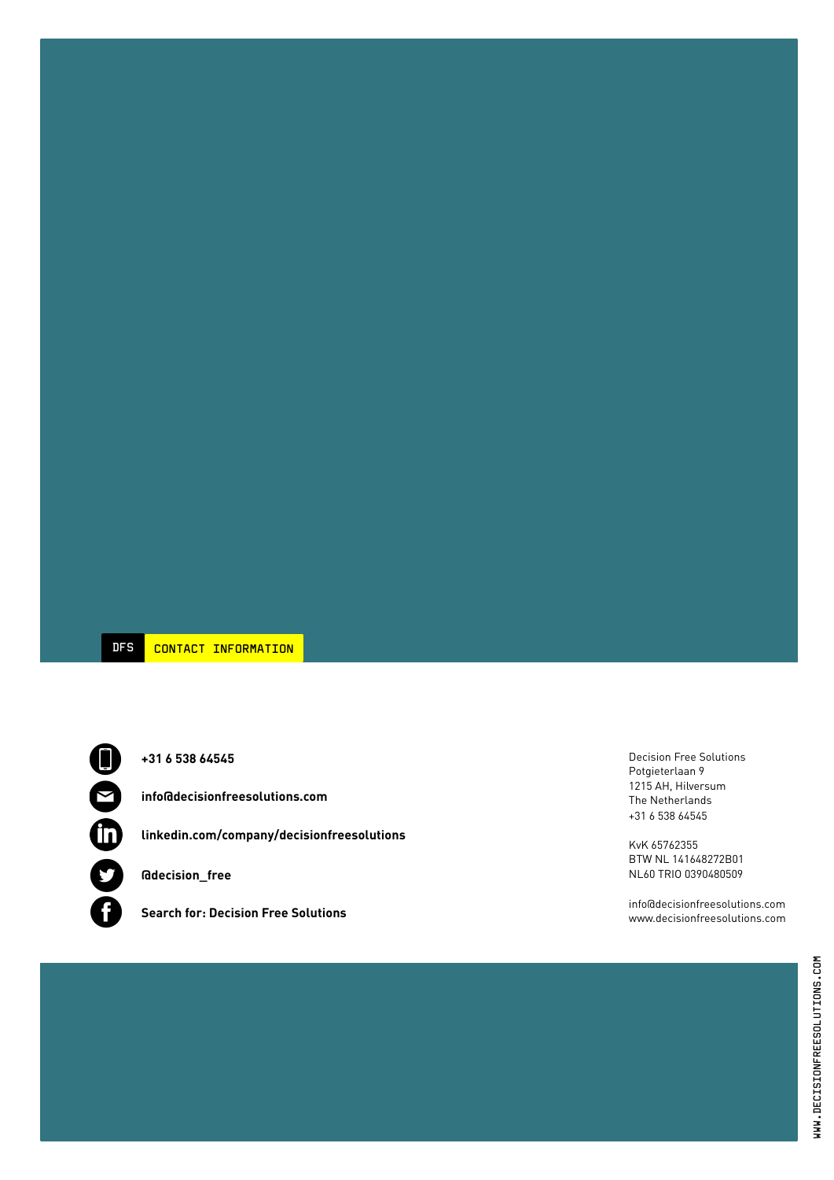DFS CONTACT INFORMATION

**+31 6 538 64545**

**info@decisionfreesolutions.com**

**linkedin.com/company/decisionfreesolutions**

**@decision_free**

**Search for: Decision Free Solutions**

Decision Free Solutions
Potgieterlaan 9
1215 AH, Hilversum
The Netherlands
+31 6 538 64545

KvK 65762355
BTW NL 141648272B01
NL60 TRIO 0390480509

info@decisionfreesolutions.com
www.decisionfreesolutions.com